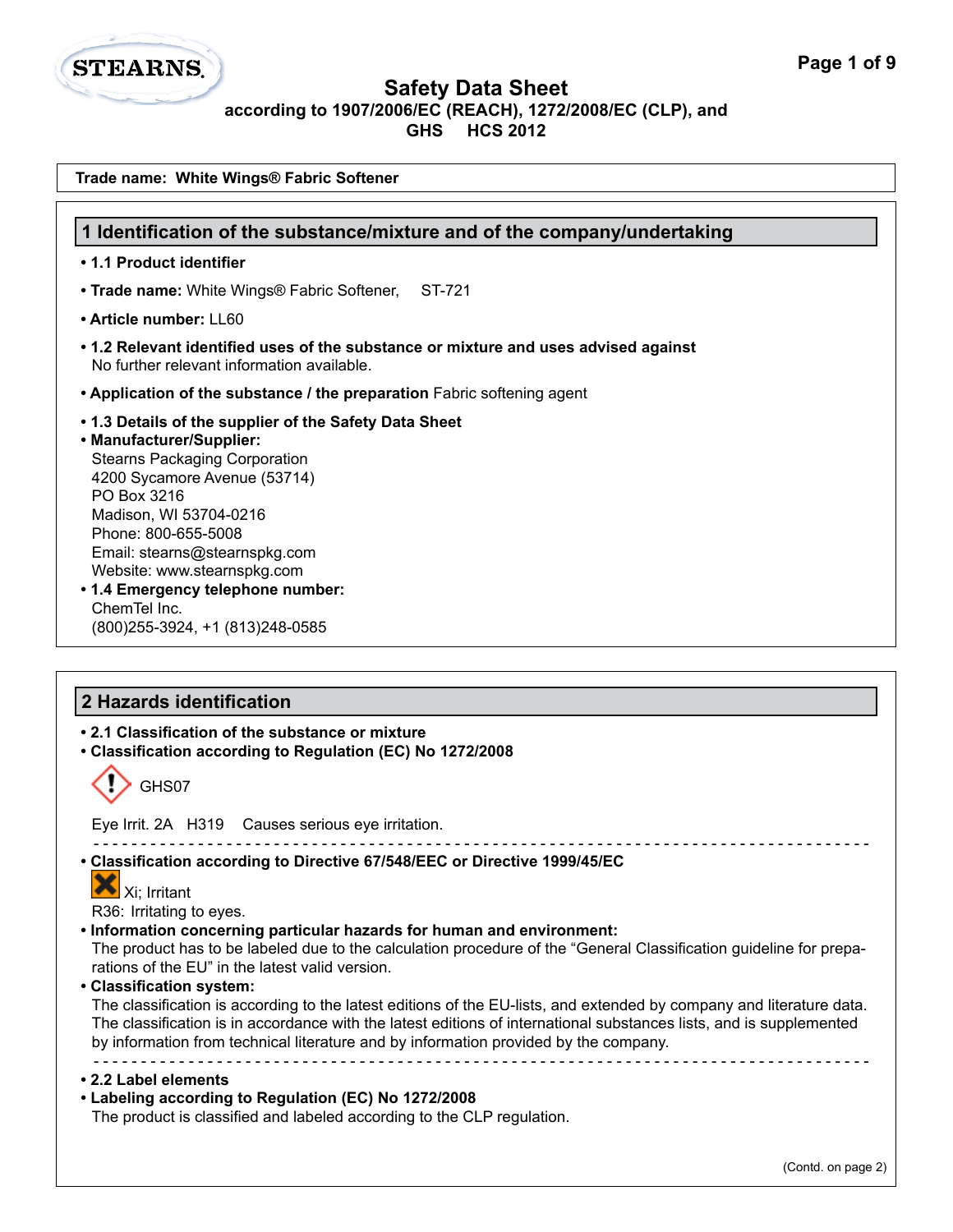# Safety Data Sheet

**according to 1907/2006/EC (REACH), 1272/2008/EC (CLP), and GHS HCS 2012**

**Trade name: White Wings® Fabric Softener**

## 1 Identification of the substance/mixture and of the company/undertaking

- **1.1 Product identifier**
- **Trade name:** White Wings® Fabric Softener, ST-721
- **Article number:** LL60
- **1.2 Relevant identified uses of the substance or mixture and uses advised against**
  No further relevant information available.
- **Application of the substance / the preparation** Fabric softening agent
- **1.3 Details of the supplier of the Safety Data Sheet**
- **Manufacturer/Supplier:**
  Stearns Packaging Corporation
  4200 Sycamore Avenue (53714)
  PO Box 3216
  Madison, WI 53704-0216
  Phone: 800-655-5008
  Email: stearns@stearnspkg.com
  Website: www.stearnspkg.com
- **1.4 Emergency telephone number:**
  ChemTel Inc.
  (800)255-3924, +1 (813)248-0585

## 2 Hazards identification

- **2.1 Classification of the substance or mixture**
- **Classification according to Regulation (EC) No 1272/2008**

GHS07

Eye Irrit. 2A H319 Causes serious eye irritation.

- **Classification according to Directive 67/548/EEC or Directive 1999/45/EC**

Xi; Irritant

R36: Irritating to eyes.

- **Information concerning particular hazards for human and environment:**
  The product has to be labeled due to the calculation procedure of the "General Classification guideline for preparations of the EU" in the latest valid version.
- **Classification system:**
  The classification is according to the latest editions of the EU-lists, and extended by company and literature data. The classification is in accordance with the latest editions of international substances lists, and is supplemented by information from technical literature and by information provided by the company.

- **2.2 Label elements**
- **Labeling according to Regulation (EC) No 1272/2008**
  The product is classified and labeled according to the CLP regulation.

(Contd. on page 2)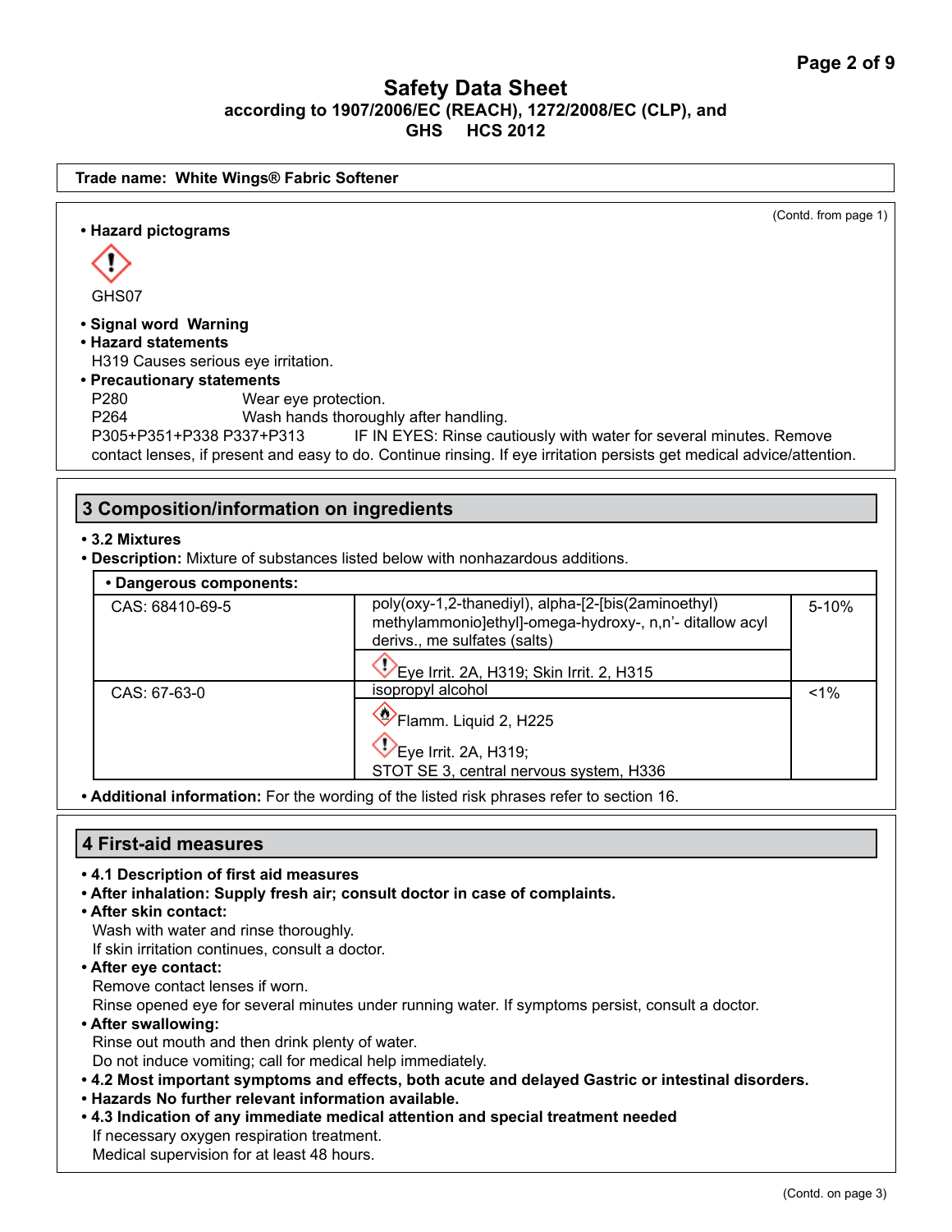Trade name: **White Wings® Fabric Softener**

(Contd. from page 1)

- **Hazard pictograms**

GHS07

- **Signal word** Warning
- **Hazard statements**

H319 Causes serious eye irritation.

- **Precautionary statements**

P280 Wear eye protection.
P264 Wash hands thoroughly after handling.
P305+P351+P338 P337+P313 IF IN EYES: Rinse cautiously with water for several minutes. Remove contact lenses, if present and easy to do. Continue rinsing. If eye irritation persists get medical advice/attention.

## 3 Composition/information on ingredients

- **3.2 Mixtures**
- **Description:** Mixture of substances listed below with nonhazardous additions.

| • Dangerous components: | | |
|---|---|---|
| CAS: 68410-69-5 | poly(oxy-1,2-thanediyl), alpha-[2-[bis(2aminoethyl) methylammonio]ethyl]-omega-hydroxy-, n,n'- ditallow acyl derivs., me sulfates (salts)<br>Eye Irrit. 2A, H319; Skin Irrit. 2, H315 | 5-10% |
| CAS: 67-63-0 | isopropyl alcohol<br>Flamm. Liquid 2, H225<br>Eye Irrit. 2A, H319;<br>STOT SE 3, central nervous system, H336 | <1% |

- **Additional information:** For the wording of the listed risk phrases refer to section 16.

## 4 First-aid measures

- **4.1 Description of first aid measures**
- **After inhalation: Supply fresh air; consult doctor in case of complaints.**
- **After skin contact:**
  Wash with water and rinse thoroughly.
  If skin irritation continues, consult a doctor.
- **After eye contact:**
  Remove contact lenses if worn.
  Rinse opened eye for several minutes under running water. If symptoms persist, consult a doctor.
- **After swallowing:**
  Rinse out mouth and then drink plenty of water.
  Do not induce vomiting; call for medical help immediately.
- **4.2 Most important symptoms and effects, both acute and delayed Gastric or intestinal disorders.**
- **Hazards No further relevant information available.**
- **4.3 Indication of any immediate medical attention and special treatment needed**
  If necessary oxygen respiration treatment.
  Medical supervision for at least 48 hours.

(Contd. on page 3)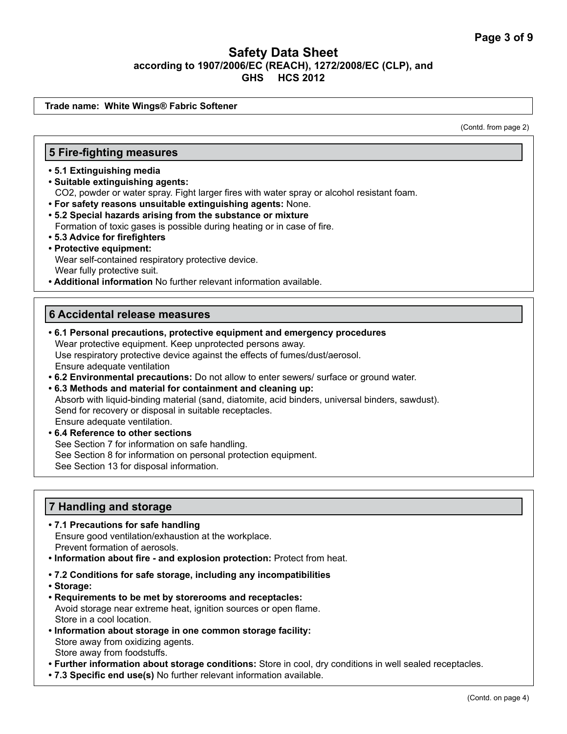**Trade name: White Wings® Fabric Softener**

(Contd. from page 2)

## 5 Fire-fighting measures

- **5.1 Extinguishing media**
- **Suitable extinguishing agents:**
  $CO_2$, powder or water spray. Fight larger fires with water spray or alcohol resistant foam.
- **For safety reasons unsuitable extinguishing agents:** None.
- **5.2 Special hazards arising from the substance or mixture**
  Formation of toxic gases is possible during heating or in case of fire.
- **5.3 Advice for firefighters**
- **Protective equipment:**
  Wear self-contained respiratory protective device.
  Wear fully protective suit.
- **Additional information** No further relevant information available.

## 6 Accidental release measures

- **6.1 Personal precautions, protective equipment and emergency procedures**
  Wear protective equipment. Keep unprotected persons away.
  Use respiratory protective device against the effects of fumes/dust/aerosol.
  Ensure adequate ventilation
- **6.2 Environmental precautions:** Do not allow to enter sewers/ surface or ground water.
- **6.3 Methods and material for containment and cleaning up:**
  Absorb with liquid-binding material (sand, diatomite, acid binders, universal binders, sawdust).
  Send for recovery or disposal in suitable receptacles.
  Ensure adequate ventilation.
- **6.4 Reference to other sections**
  See Section 7 for information on safe handling.
  See Section 8 for information on personal protection equipment.
  See Section 13 for disposal information.

## 7 Handling and storage

- **7.1 Precautions for safe handling**
  Ensure good ventilation/exhaustion at the workplace.
  Prevent formation of aerosols.
- **Information about fire - and explosion protection:** Protect from heat.
- **7.2 Conditions for safe storage, including any incompatibilities**
- **Storage:**
- **Requirements to be met by storerooms and receptacles:**
  Avoid storage near extreme heat, ignition sources or open flame.
  Store in a cool location.
- **Information about storage in one common storage facility:**
  Store away from oxidizing agents.
  Store away from foodstuffs.
- **Further information about storage conditions:** Store in cool, dry conditions in well sealed receptacles.
- **7.3 Specific end use(s)** No further relevant information available.

(Contd. on page 4)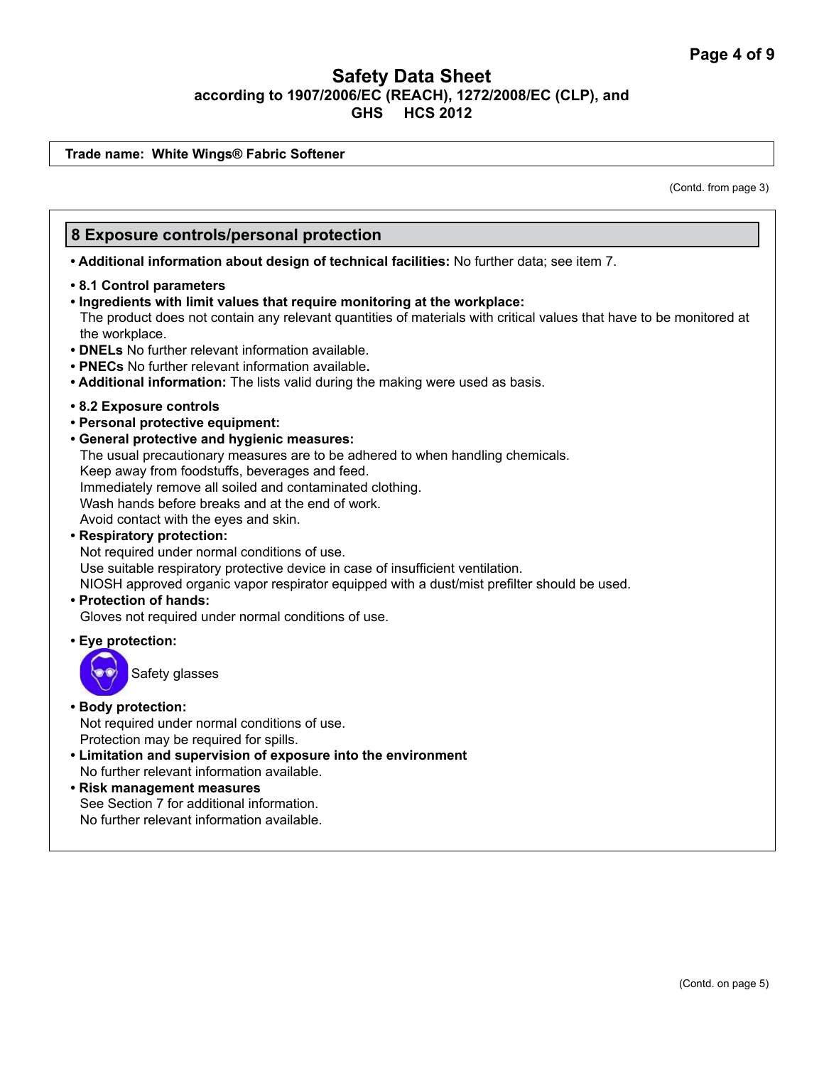**Trade name: White Wings® Fabric Softener**

(Contd. from page 3)

## 8 Exposure controls/personal protection

- **Additional information about design of technical facilities:** No further data; see item 7.

- **8.1 Control parameters**
- **Ingredients with limit values that require monitoring at the workplace:**
  The product does not contain any relevant quantities of materials with critical values that have to be monitored at the workplace.
- **DNELs** No further relevant information available.
- **PNECs** No further relevant information available.
- **Additional information:** The lists valid during the making were used as basis.

- **8.2 Exposure controls**
- **Personal protective equipment:**
- **General protective and hygienic measures:**
  The usual precautionary measures are to be adhered to when handling chemicals.
  Keep away from foodstuffs, beverages and feed.
  Immediately remove all soiled and contaminated clothing.
  Wash hands before breaks and at the end of work.
  Avoid contact with the eyes and skin.
- **Respiratory protection:**
  Not required under normal conditions of use.
  Use suitable respiratory protective device in case of insufficient ventilation.
  NIOSH approved organic vapor respirator equipped with a dust/mist prefilter should be used.
- **Protection of hands:**
  Gloves not required under normal conditions of use.
- **Eye protection:**
  Safety glasses
- **Body protection:**
  Not required under normal conditions of use.
  Protection may be required for spills.
- **Limitation and supervision of exposure into the environment**
  No further relevant information available.
- **Risk management measures**
  See Section 7 for additional information.
  No further relevant information available.

(Contd. on page 5)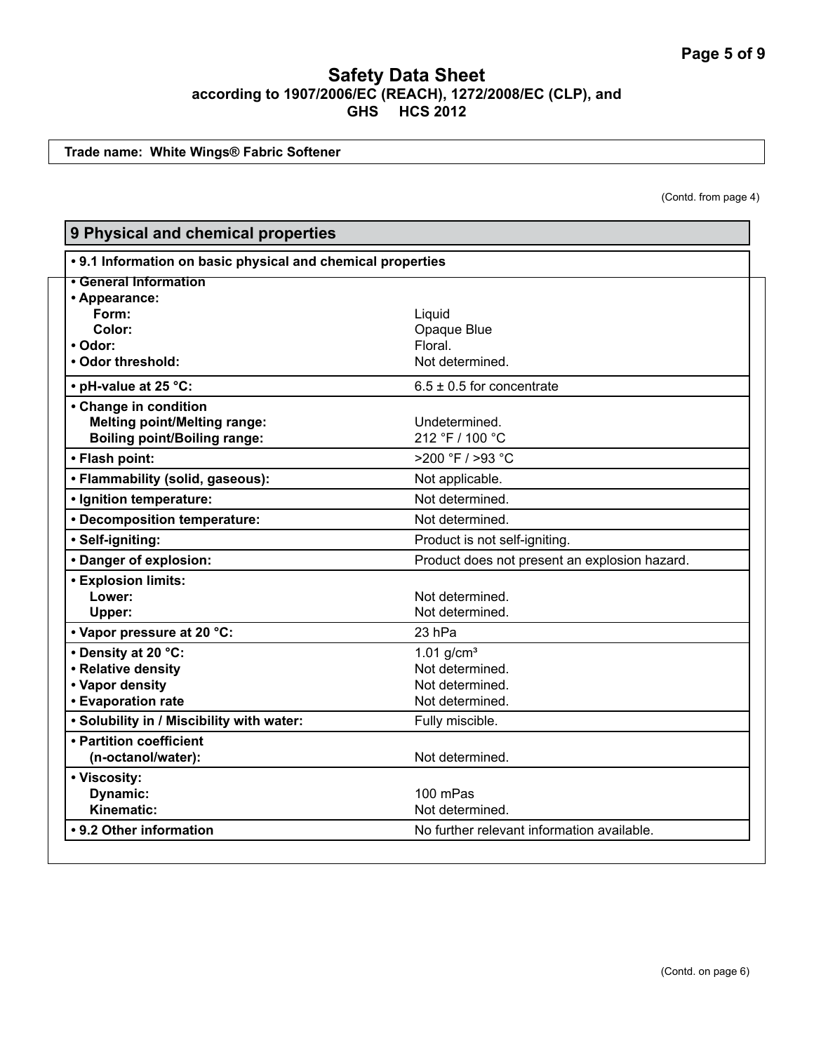**Safety Data Sheet**
**according to 1907/2006/EC (REACH), 1272/2008/EC (CLP), and GHS HCS 2012**

**Trade name: White Wings® Fabric Softener**

(Contd. from page 4)

## 9 Physical and chemical properties

**• 9.1 Information on basic physical and chemical properties**

| Property | Value |
|---|---|
| **• General Information** | |
| **• Appearance:** | |
| **Form:** | Liquid |
| **Color:** | Opaque Blue |
| **• Odor:** | Floral. |
| **• Odor threshold:** | Not determined. |
| **• pH-value at 25 °C:** | 6.5 ± 0.5 for concentrate |
| **• Change in condition** | |
| **Melting point/Melting range:** | Undetermined. |
| **Boiling point/Boiling range:** | 212 °F / 100 °C |
| **• Flash point:** | >200 °F / >93 °C |
| **• Flammability (solid, gaseous):** | Not applicable. |
| **• Ignition temperature:** | Not determined. |
| **• Decomposition temperature:** | Not determined. |
| **• Self-igniting:** | Product is not self-igniting. |
| **• Danger of explosion:** | Product does not present an explosion hazard. |
| **• Explosion limits:** | |
| **Lower:** | Not determined. |
| **Upper:** | Not determined. |
| **• Vapor pressure at 20 °C:** | 23 hPa |
| **• Density at 20 °C:** | 1.01 g/cm³ |
| **• Relative density** | Not determined. |
| **• Vapor density** | Not determined. |
| **• Evaporation rate** | Not determined. |
| **• Solubility in / Miscibility with water:** | Fully miscible. |
| **• Partition coefficient (n-octanol/water):** | Not determined. |
| **• Viscosity:** | |
| **Dynamic:** | 100 mPas |
| **Kinematic:** | Not determined. |
| **• 9.2 Other information** | No further relevant information available. |

(Contd. on page 6)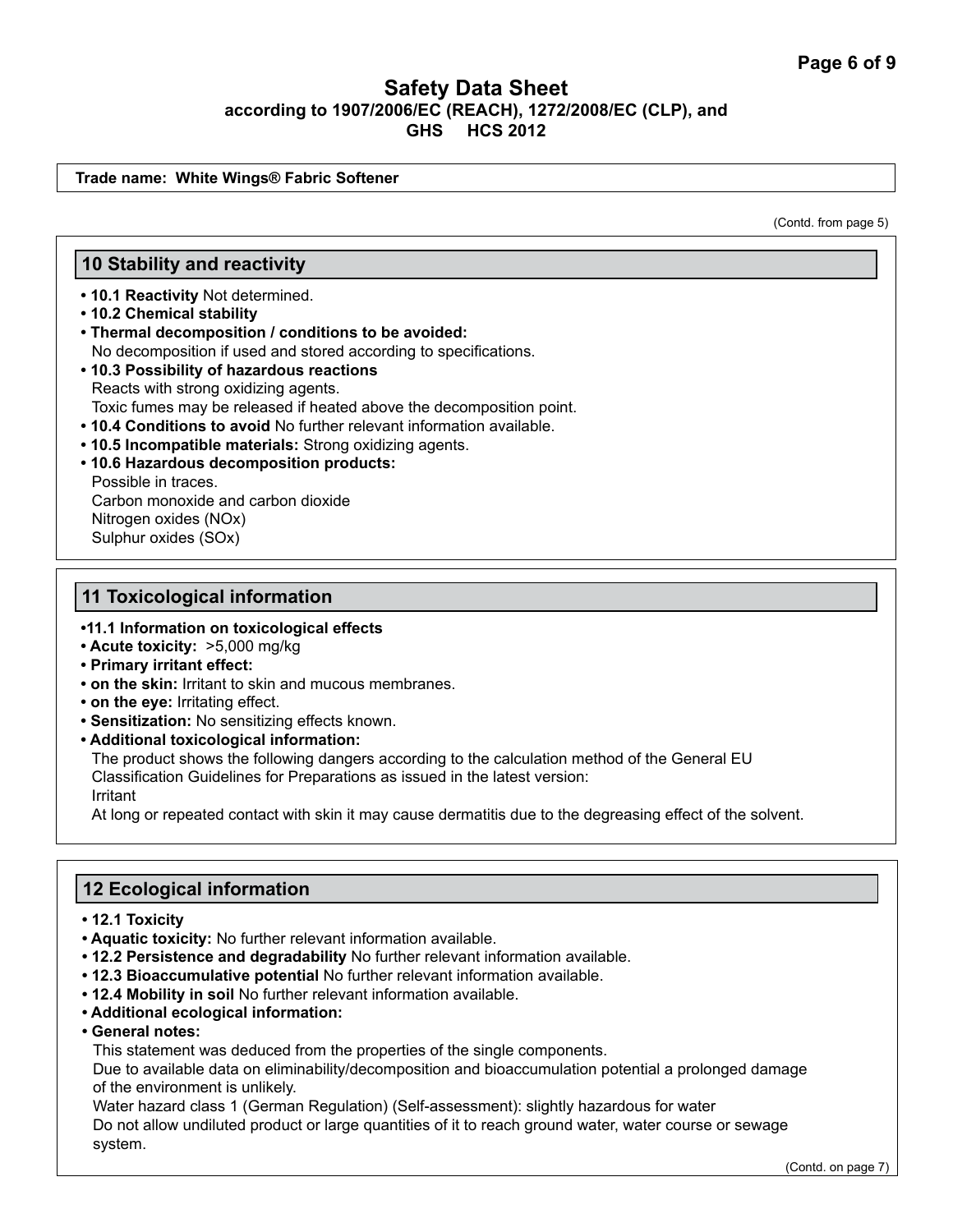# Safety Data Sheet

**according to 1907/2006/EC (REACH), 1272/2008/EC (CLP), and GHS HCS 2012**

**Trade name: White Wings® Fabric Softener**

(Contd. from page 5)

## 10 Stability and reactivity

- **10.1 Reactivity** Not determined.
- **10.2 Chemical stability**
- **Thermal decomposition / conditions to be avoided:**
  No decomposition if used and stored according to specifications.
- **10.3 Possibility of hazardous reactions**
  Reacts with strong oxidizing agents.
  Toxic fumes may be released if heated above the decomposition point.
- **10.4 Conditions to avoid** No further relevant information available.
- **10.5 Incompatible materials:** Strong oxidizing agents.
- **10.6 Hazardous decomposition products:**
  Possible in traces.
  Carbon monoxide and carbon dioxide
  Nitrogen oxides (NOx)
  Sulphur oxides (SOx)

## 11 Toxicological information

- **11.1 Information on toxicological effects**
- **Acute toxicity:** >5,000 mg/kg
- **Primary irritant effect:**
- **on the skin:** Irritant to skin and mucous membranes.
- **on the eye:** Irritating effect.
- **Sensitization:** No sensitizing effects known.
- **Additional toxicological information:**
  The product shows the following dangers according to the calculation method of the General EU Classification Guidelines for Preparations as issued in the latest version:
  Irritant
  At long or repeated contact with skin it may cause dermatitis due to the degreasing effect of the solvent.

## 12 Ecological information

- **12.1 Toxicity**
- **Aquatic toxicity:** No further relevant information available.
- **12.2 Persistence and degradability** No further relevant information available.
- **12.3 Bioaccumulative potential** No further relevant information available.
- **12.4 Mobility in soil** No further relevant information available.
- **Additional ecological information:**
- **General notes:**
  This statement was deduced from the properties of the single components.
  Due to available data on eliminability/decomposition and bioaccumulation potential a prolonged damage of the environment is unlikely.
  Water hazard class 1 (German Regulation) (Self-assessment): slightly hazardous for water
  Do not allow undiluted product or large quantities of it to reach ground water, water course or sewage system.

(Contd. on page 7)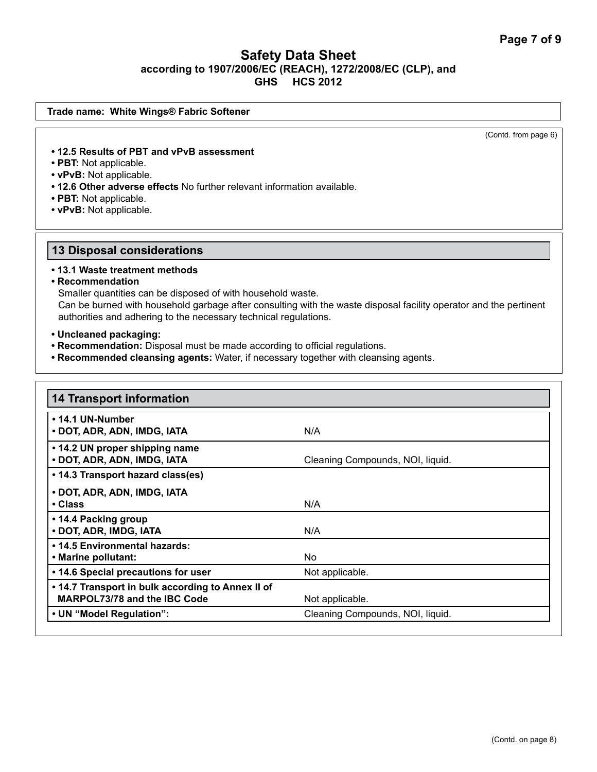Trade name: White Wings® Fabric Softener

(Contd. from page 6)

- **12.5 Results of PBT and vPvB assessment**
- **PBT:** Not applicable.
- **vPvB:** Not applicable.
- **12.6 Other adverse effects** No further relevant information available.
- **PBT:** Not applicable.
- **vPvB:** Not applicable.

## 13 Disposal considerations

- **13.1 Waste treatment methods**
- **Recommendation**

  Smaller quantities can be disposed of with household waste.

  Can be burned with household garbage after consulting with the waste disposal facility operator and the pertinent authorities and adhering to the necessary technical regulations.

- **Uncleaned packaging:**
- **Recommendation:** Disposal must be made according to official regulations.
- **Recommended cleansing agents:** Water, if necessary together with cleansing agents.

## 14 Transport information

| | |
|---|---|
| **• 14.1 UN-Number**<br>**• DOT, ADR, ADN, IMDG, IATA** | N/A |
| **• 14.2 UN proper shipping name**<br>**• DOT, ADR, ADN, IMDG, IATA** | Cleaning Compounds, NOI, liquid. |
| **• 14.3 Transport hazard class(es)**<br>**• DOT, ADR, ADN, IMDG, IATA**<br>**• Class** | N/A |
| **• 14.4 Packing group**<br>**• DOT, ADR, IMDG, IATA** | N/A |
| **• 14.5 Environmental hazards:**<br>**• Marine pollutant:** | No |
| **• 14.6 Special precautions for user** | Not applicable. |
| **• 14.7 Transport in bulk according to Annex II of MARPOL73/78 and the IBC Code** | Not applicable. |
| **• UN "Model Regulation":** | Cleaning Compounds, NOI, liquid. |

(Contd. on page 8)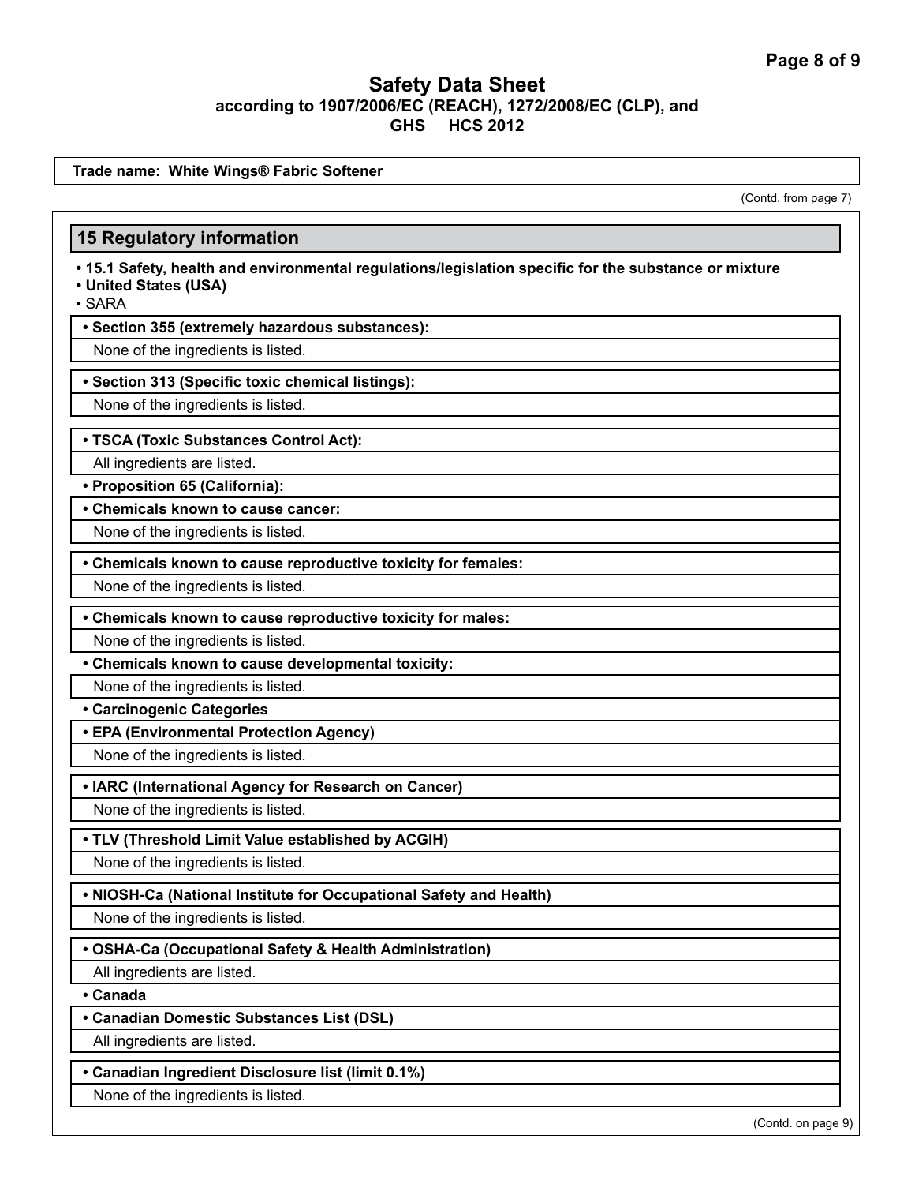**Trade name: White Wings® Fabric Softener**

(Contd. from page 7)

## 15 Regulatory information

- **15.1 Safety, health and environmental regulations/legislation specific for the substance or mixture**
- **United States (USA)**
- SARA

- **Section 355 (extremely hazardous substances):**

  None of the ingredients is listed.

- **Section 313 (Specific toxic chemical listings):**

  None of the ingredients is listed.

- **TSCA (Toxic Substances Control Act):**

  All ingredients are listed.

- **Proposition 65 (California):**
- **Chemicals known to cause cancer:**

  None of the ingredients is listed.

- **Chemicals known to cause reproductive toxicity for females:**

  None of the ingredients is listed.

- **Chemicals known to cause reproductive toxicity for males:**

  None of the ingredients is listed.

- **Chemicals known to cause developmental toxicity:**

  None of the ingredients is listed.

- **Carcinogenic Categories**
- **EPA (Environmental Protection Agency)**

  None of the ingredients is listed.

- **IARC (International Agency for Research on Cancer)**

  None of the ingredients is listed.

- **TLV (Threshold Limit Value established by ACGIH)**

  None of the ingredients is listed.

- **NIOSH-Ca (National Institute for Occupational Safety and Health)**

  None of the ingredients is listed.

- **OSHA-Ca (Occupational Safety & Health Administration)**

  All ingredients are listed.

- **Canada**
- **Canadian Domestic Substances List (DSL)**

  All ingredients are listed.

- **Canadian Ingredient Disclosure list (limit 0.1%)**

  None of the ingredients is listed.

(Contd. on page 9)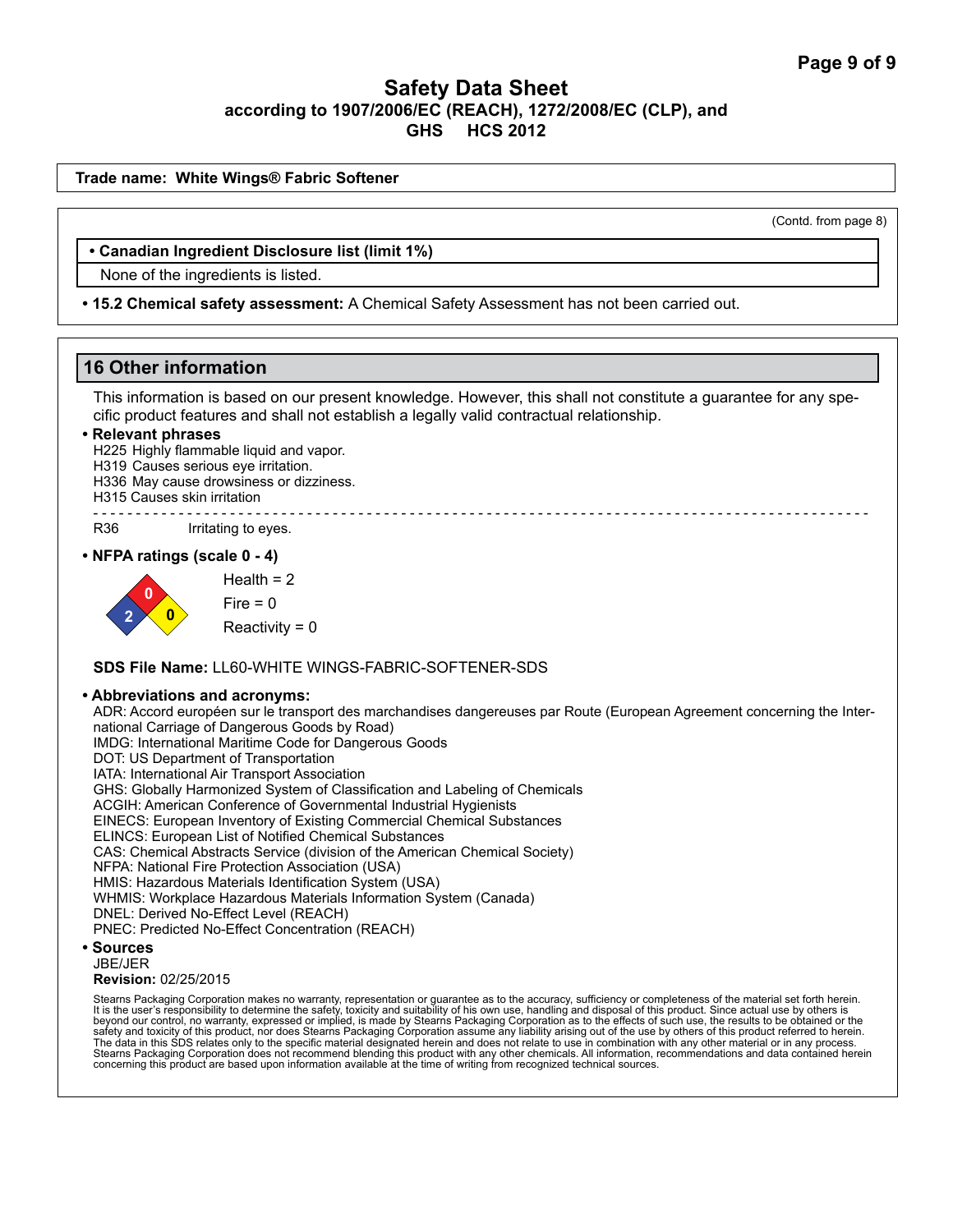# Safety Data Sheet

**according to 1907/2006/EC (REACH), 1272/2008/EC (CLP), and GHS HCS 2012**

**Trade name: White Wings® Fabric Softener**

(Contd. from page 8)

**• Canadian Ingredient Disclosure list (limit 1%)**

None of the ingredients is listed.

**• 15.2 Chemical safety assessment:** A Chemical Safety Assessment has not been carried out.

## 16 Other information

This information is based on our present knowledge. However, this shall not constitute a guarantee for any specific product features and shall not establish a legally valid contractual relationship.

**• Relevant phrases**

H225 Highly flammable liquid and vapor.
H319 Causes serious eye irritation.
H336 May cause drowsiness or dizziness.
H315 Causes skin irritation

---

R36 Irritating to eyes.

**• NFPA ratings (scale 0 - 4)**

Health = 2
Fire = 0
Reactivity = 0

**SDS File Name:** LL60-WHITE WINGS-FABRIC-SOFTENER-SDS

**• Abbreviations and acronyms:**

ADR: Accord européen sur le transport des marchandises dangereuses par Route (European Agreement concerning the International Carriage of Dangerous Goods by Road)
IMDG: International Maritime Code for Dangerous Goods
DOT: US Department of Transportation
IATA: International Air Transport Association
GHS: Globally Harmonized System of Classification and Labeling of Chemicals
ACGIH: American Conference of Governmental Industrial Hygienists
EINECS: European Inventory of Existing Commercial Chemical Substances
ELINCS: European List of Notified Chemical Substances
CAS: Chemical Abstracts Service (division of the American Chemical Society)
NFPA: National Fire Protection Association (USA)
HMIS: Hazardous Materials Identification System (USA)
WHMIS: Workplace Hazardous Materials Information System (Canada)
DNEL: Derived No-Effect Level (REACH)
PNEC: Predicted No-Effect Concentration (REACH)

**• Sources**

JBE/JER

**Revision:** 02/25/2015

Stearns Packaging Corporation makes no warranty, representation or guarantee as to the accuracy, sufficiency or completeness of the material set forth herein. It is the user's responsibility to determine the safety, toxicity and suitability of his own use, handling and disposal of this product. Since actual use by others is beyond our control, no warranty, expressed or implied, is made by Stearns Packaging Corporation as to the effects of such use, the results to be obtained or the safety and toxicity of this product, nor does Stearns Packaging Corporation assume any liability arising out of the use by others of this product referred to herein. The data in this SDS relates only to the specific material designated herein and does not relate to use in combination with any other material or in any process. Stearns Packaging Corporation does not recommend blending this product with any other chemicals. All information, recommendations and data contained herein concerning this product are based upon information available at the time of writing from recognized technical sources.